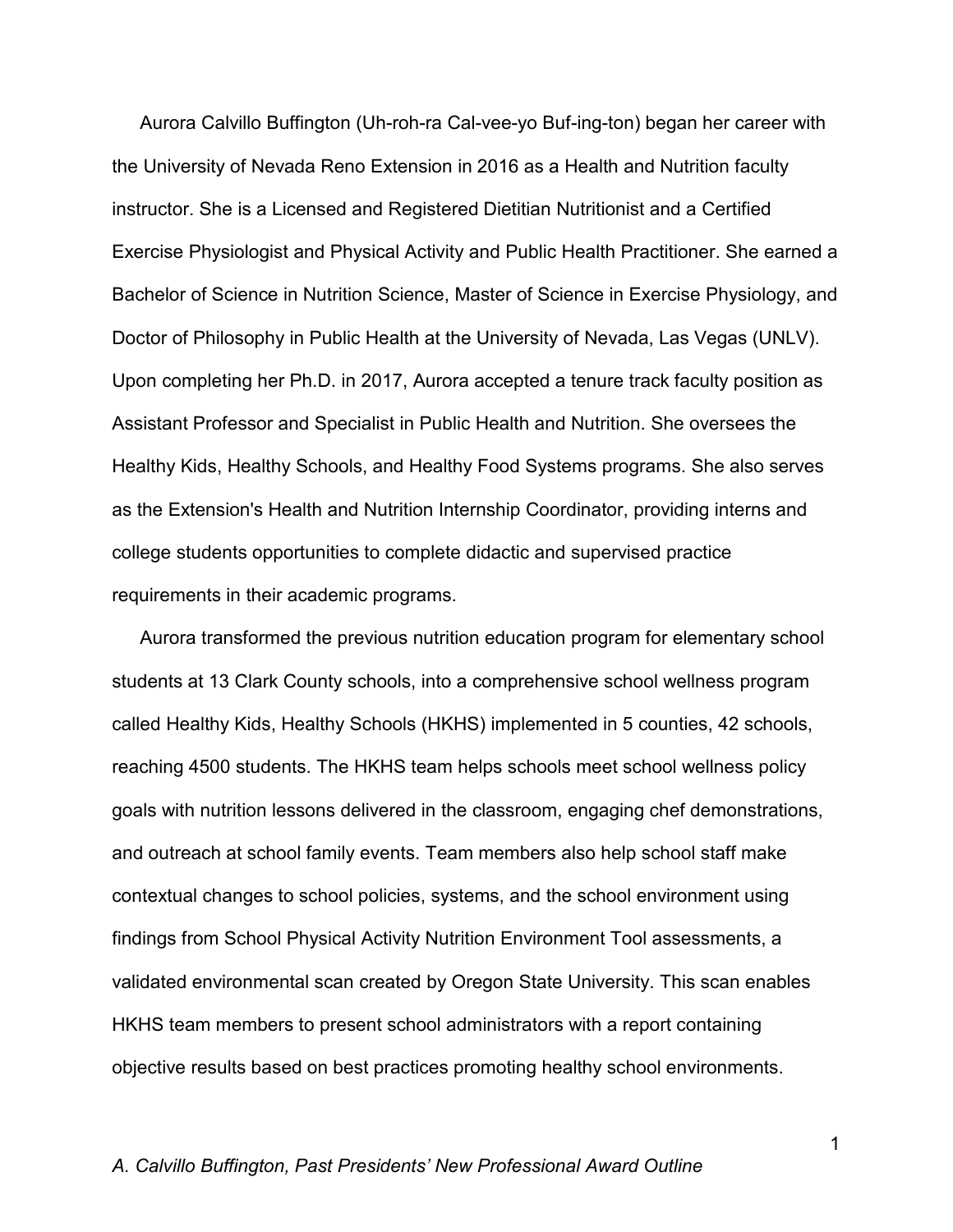Aurora Calvillo Buffington (Uh-roh-ra Cal-vee-yo Buf-ing-ton) began her career with the University of Nevada Reno Extension in 2016 as a Health and Nutrition faculty instructor. She is a Licensed and Registered Dietitian Nutritionist and a Certified Exercise Physiologist and Physical Activity and Public Health Practitioner. She earned a Bachelor of Science in Nutrition Science, Master of Science in Exercise Physiology, and Doctor of Philosophy in Public Health at the University of Nevada, Las Vegas (UNLV). Upon completing her Ph.D. in 2017, Aurora accepted a tenure track faculty position as Assistant Professor and Specialist in Public Health and Nutrition. She oversees the Healthy Kids, Healthy Schools, and Healthy Food Systems programs. She also serves as the Extension's Health and Nutrition Internship Coordinator, providing interns and college students opportunities to complete didactic and supervised practice requirements in their academic programs.

Aurora transformed the previous nutrition education program for elementary school students at 13 Clark County schools, into a comprehensive school wellness program called Healthy Kids, Healthy Schools (HKHS) implemented in 5 counties, 42 schools, reaching 4500 students. The HKHS team helps schools meet school wellness policy goals with nutrition lessons delivered in the classroom, engaging chef demonstrations, and outreach at school family events. Team members also help school staff make contextual changes to school policies, systems, and the school environment using findings from School Physical Activity Nutrition Environment Tool assessments, a validated environmental scan created by Oregon State University. This scan enables HKHS team members to present school administrators with a report containing objective results based on best practices promoting healthy school environments.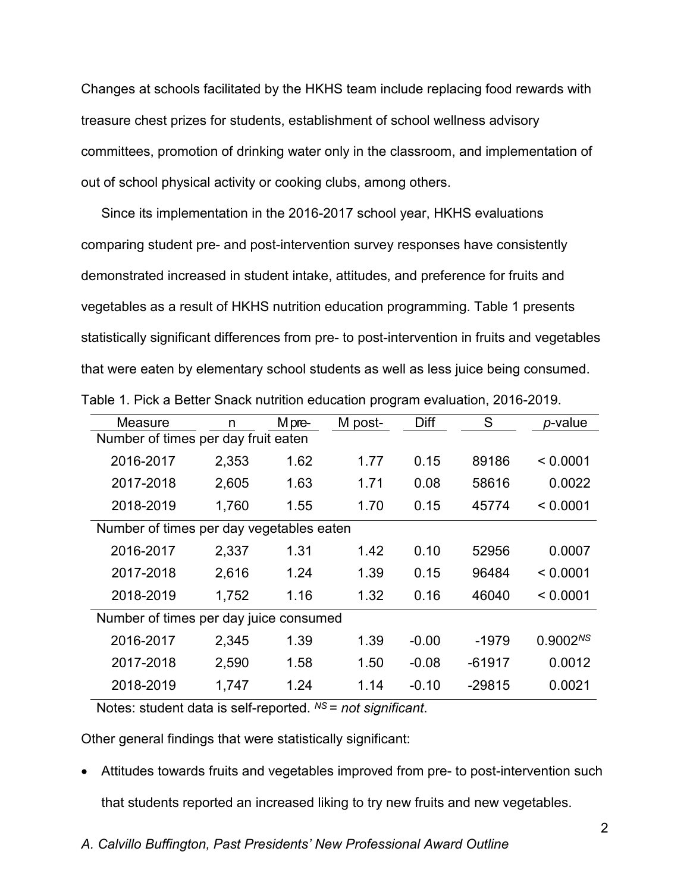Changes at schools facilitated by the HKHS team include replacing food rewards with treasure chest prizes for students, establishment of school wellness advisory committees, promotion of drinking water only in the classroom, and implementation of out of school physical activity or cooking clubs, among others.

Since its implementation in the 2016-2017 school year, HKHS evaluations comparing student pre- and post-intervention survey responses have consistently demonstrated increased in student intake, attitudes, and preference for fruits and vegetables as a result of HKHS nutrition education programming. Table 1 presents statistically significant differences from pre- to post-intervention in fruits and vegetables that were eaten by elementary school students as well as less juice being consumed.

Table 1. Pick a Better Snack nutrition education program evaluation, 2016-2019.

| Measure | n | M pre- | M post- | Diff | S | *p*-value |
|---|---|---|---|---|---|---|
| Number of times per day fruit eaten | | | | | | |
| 2016-2017 | 2,353 | 1.62 | 1.77 | 0.15 | 89186 | < 0.0001 |
| 2017-2018 | 2,605 | 1.63 | 1.71 | 0.08 | 58616 | 0.0022 |
| 2018-2019 | 1,760 | 1.55 | 1.70 | 0.15 | 45774 | < 0.0001 |
| Number of times per day vegetables eaten | | | | | | |
| 2016-2017 | 2,337 | 1.31 | 1.42 | 0.10 | 52956 | 0.0007 |
| 2017-2018 | 2,616 | 1.24 | 1.39 | 0.15 | 96484 | < 0.0001 |
| 2018-2019 | 1,752 | 1.16 | 1.32 | 0.16 | 46040 | < 0.0001 |
| Number of times per day juice consumed | | | | | | |
| 2016-2017 | 2,345 | 1.39 | 1.39 | -0.00 | -1979 | 0.9002[NS] |
| 2017-2018 | 2,590 | 1.58 | 1.50 | -0.08 | -61917 | 0.0012 |
| 2018-2019 | 1,747 | 1.24 | 1.14 | -0.10 | -29815 | 0.0021 |

Notes: student data is self-reported. [NS] = *not significant*.

Other general findings that were statistically significant:

- Attitudes towards fruits and vegetables improved from pre- to post-intervention such that students reported an increased liking to try new fruits and new vegetables.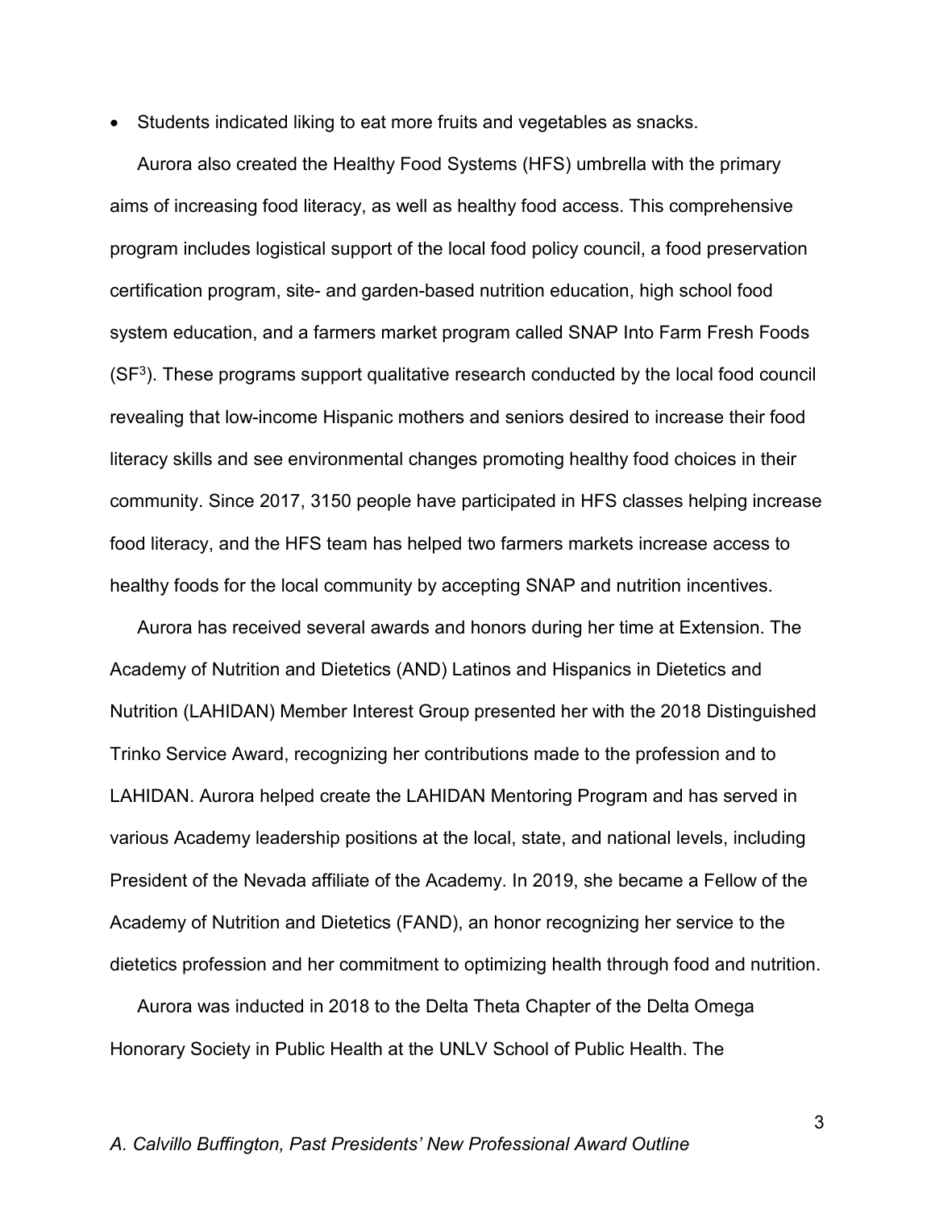- Students indicated liking to eat more fruits and vegetables as snacks.

Aurora also created the Healthy Food Systems (HFS) umbrella with the primary aims of increasing food literacy, as well as healthy food access. This comprehensive program includes logistical support of the local food policy council, a food preservation certification program, site- and garden-based nutrition education, high school food system education, and a farmers market program called SNAP Into Farm Fresh Foods ($SF^3$). These programs support qualitative research conducted by the local food council revealing that low-income Hispanic mothers and seniors desired to increase their food literacy skills and see environmental changes promoting healthy food choices in their community. Since 2017, 3150 people have participated in HFS classes helping increase food literacy, and the HFS team has helped two farmers markets increase access to healthy foods for the local community by accepting SNAP and nutrition incentives.

Aurora has received several awards and honors during her time at Extension. The Academy of Nutrition and Dietetics (AND) Latinos and Hispanics in Dietetics and Nutrition (LAHIDAN) Member Interest Group presented her with the 2018 Distinguished Trinko Service Award, recognizing her contributions made to the profession and to LAHIDAN. Aurora helped create the LAHIDAN Mentoring Program and has served in various Academy leadership positions at the local, state, and national levels, including President of the Nevada affiliate of the Academy. In 2019, she became a Fellow of the Academy of Nutrition and Dietetics (FAND), an honor recognizing her service to the dietetics profession and her commitment to optimizing health through food and nutrition.

Aurora was inducted in 2018 to the Delta Theta Chapter of the Delta Omega Honorary Society in Public Health at the UNLV School of Public Health. The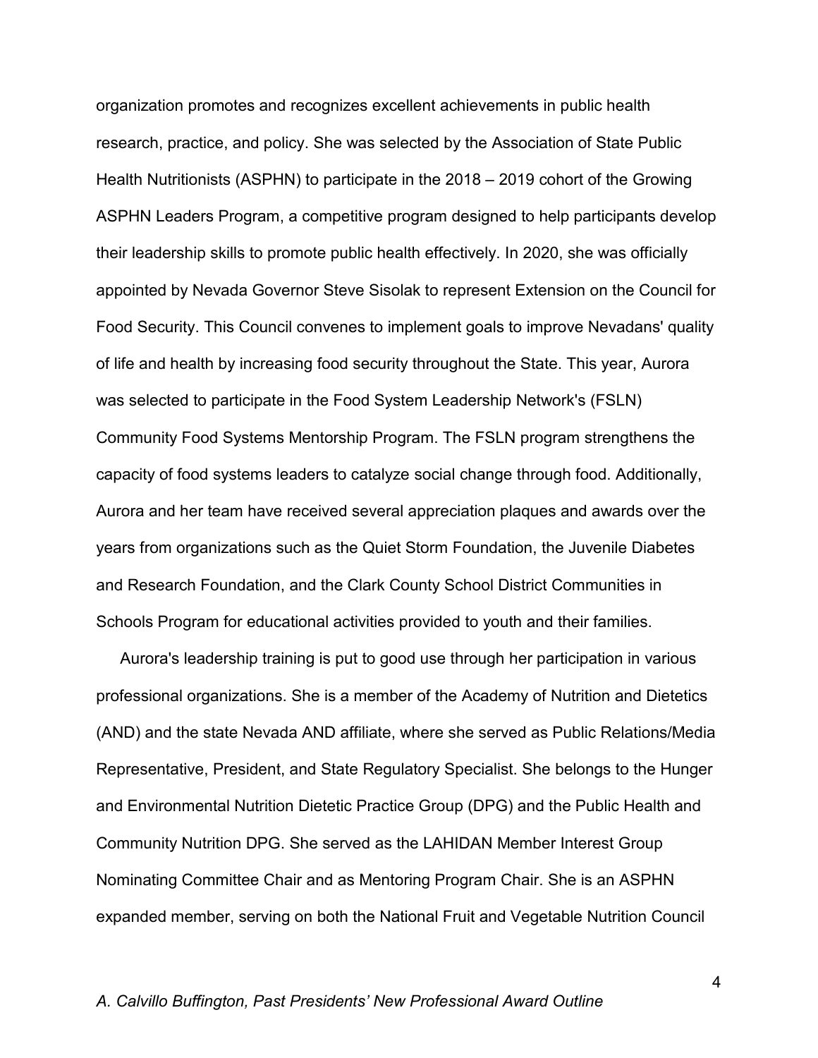organization promotes and recognizes excellent achievements in public health research, practice, and policy. She was selected by the Association of State Public Health Nutritionists (ASPHN) to participate in the 2018 – 2019 cohort of the Growing ASPHN Leaders Program, a competitive program designed to help participants develop their leadership skills to promote public health effectively. In 2020, she was officially appointed by Nevada Governor Steve Sisolak to represent Extension on the Council for Food Security. This Council convenes to implement goals to improve Nevadans' quality of life and health by increasing food security throughout the State. This year, Aurora was selected to participate in the Food System Leadership Network's (FSLN) Community Food Systems Mentorship Program. The FSLN program strengthens the capacity of food systems leaders to catalyze social change through food. Additionally, Aurora and her team have received several appreciation plaques and awards over the years from organizations such as the Quiet Storm Foundation, the Juvenile Diabetes and Research Foundation, and the Clark County School District Communities in Schools Program for educational activities provided to youth and their families.

Aurora's leadership training is put to good use through her participation in various professional organizations. She is a member of the Academy of Nutrition and Dietetics (AND) and the state Nevada AND affiliate, where she served as Public Relations/Media Representative, President, and State Regulatory Specialist. She belongs to the Hunger and Environmental Nutrition Dietetic Practice Group (DPG) and the Public Health and Community Nutrition DPG. She served as the LAHIDAN Member Interest Group Nominating Committee Chair and as Mentoring Program Chair. She is an ASPHN expanded member, serving on both the National Fruit and Vegetable Nutrition Council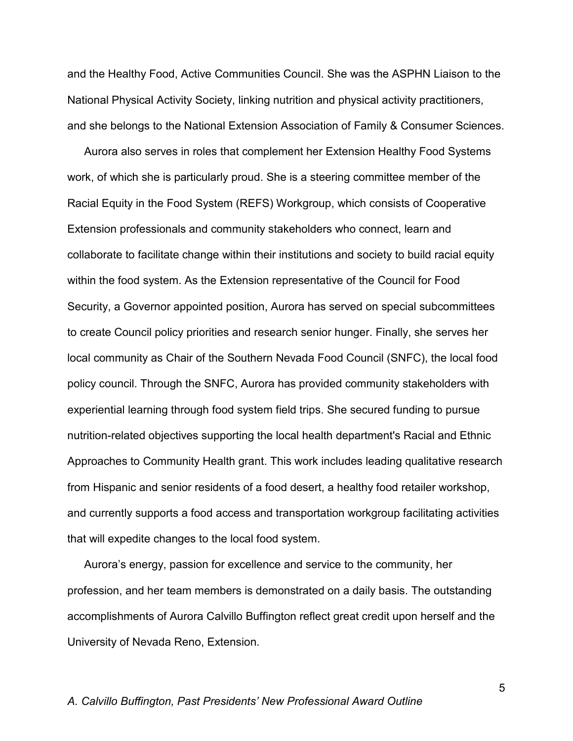and the Healthy Food, Active Communities Council. She was the ASPHN Liaison to the National Physical Activity Society, linking nutrition and physical activity practitioners, and she belongs to the National Extension Association of Family & Consumer Sciences.

Aurora also serves in roles that complement her Extension Healthy Food Systems work, of which she is particularly proud. She is a steering committee member of the Racial Equity in the Food System (REFS) Workgroup, which consists of Cooperative Extension professionals and community stakeholders who connect, learn and collaborate to facilitate change within their institutions and society to build racial equity within the food system. As the Extension representative of the Council for Food Security, a Governor appointed position, Aurora has served on special subcommittees to create Council policy priorities and research senior hunger. Finally, she serves her local community as Chair of the Southern Nevada Food Council (SNFC), the local food policy council. Through the SNFC, Aurora has provided community stakeholders with experiential learning through food system field trips. She secured funding to pursue nutrition-related objectives supporting the local health department's Racial and Ethnic Approaches to Community Health grant. This work includes leading qualitative research from Hispanic and senior residents of a food desert, a healthy food retailer workshop, and currently supports a food access and transportation workgroup facilitating activities that will expedite changes to the local food system.

Aurora's energy, passion for excellence and service to the community, her profession, and her team members is demonstrated on a daily basis. The outstanding accomplishments of Aurora Calvillo Buffington reflect great credit upon herself and the University of Nevada Reno, Extension.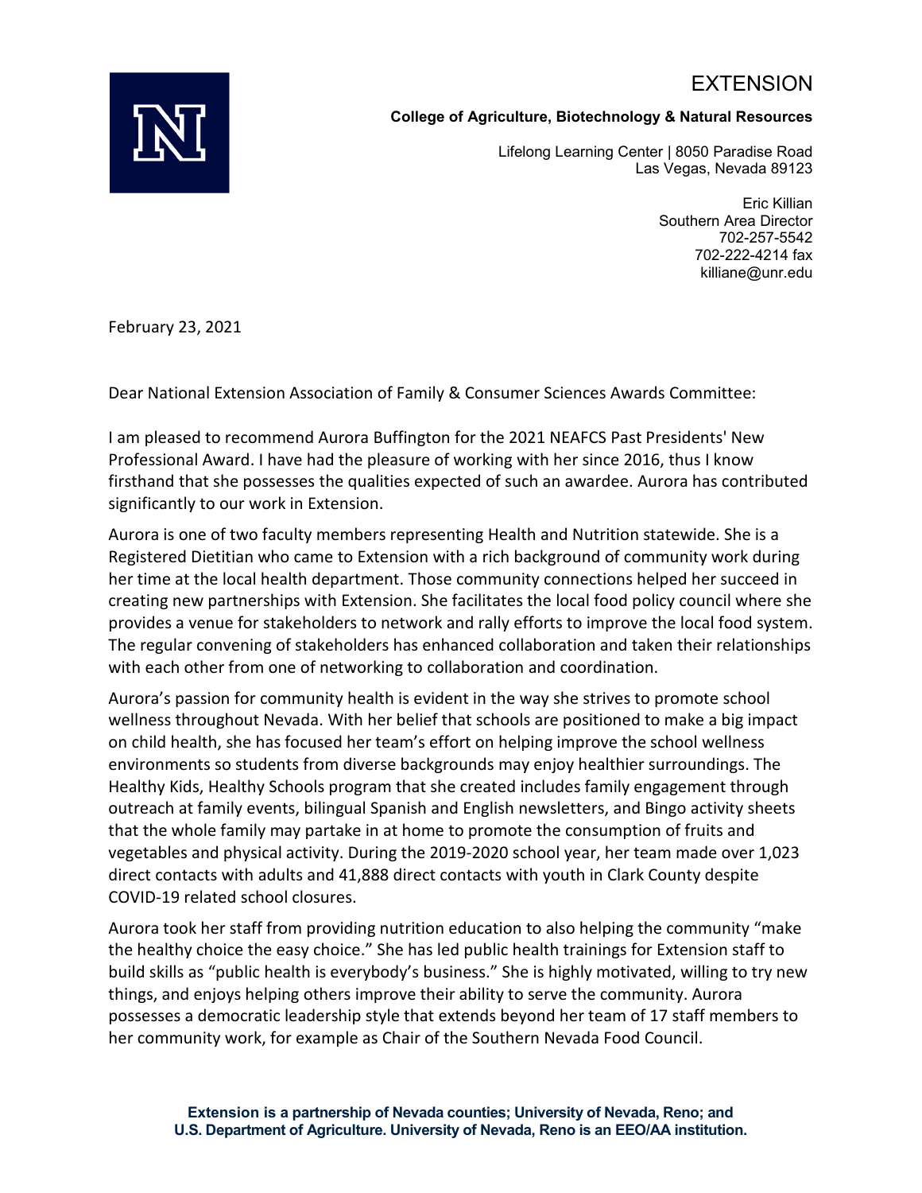# EXTENSION

**College of Agriculture, Biotechnology & Natural Resources**

Lifelong Learning Center | 8050 Paradise Road
Las Vegas, Nevada 89123

Eric Killian
Southern Area Director
702-257-5542
702-222-4214 fax
killiane@unr.edu

February 23, 2021

Dear National Extension Association of Family & Consumer Sciences Awards Committee:

I am pleased to recommend Aurora Buffington for the 2021 NEAFCS Past Presidents' New Professional Award. I have had the pleasure of working with her since 2016, thus I know firsthand that she possesses the qualities expected of such an awardee. Aurora has contributed significantly to our work in Extension.

Aurora is one of two faculty members representing Health and Nutrition statewide. She is a Registered Dietitian who came to Extension with a rich background of community work during her time at the local health department. Those community connections helped her succeed in creating new partnerships with Extension. She facilitates the local food policy council where she provides a venue for stakeholders to network and rally efforts to improve the local food system. The regular convening of stakeholders has enhanced collaboration and taken their relationships with each other from one of networking to collaboration and coordination.

Aurora's passion for community health is evident in the way she strives to promote school wellness throughout Nevada. With her belief that schools are positioned to make a big impact on child health, she has focused her team's effort on helping improve the school wellness environments so students from diverse backgrounds may enjoy healthier surroundings. The Healthy Kids, Healthy Schools program that she created includes family engagement through outreach at family events, bilingual Spanish and English newsletters, and Bingo activity sheets that the whole family may partake in at home to promote the consumption of fruits and vegetables and physical activity. During the 2019-2020 school year, her team made over 1,023 direct contacts with adults and 41,888 direct contacts with youth in Clark County despite COVID-19 related school closures.

Aurora took her staff from providing nutrition education to also helping the community "make the healthy choice the easy choice." She has led public health trainings for Extension staff to build skills as "public health is everybody's business." She is highly motivated, willing to try new things, and enjoys helping others improve their ability to serve the community. Aurora possesses a democratic leadership style that extends beyond her team of 17 staff members to her community work, for example as Chair of the Southern Nevada Food Council.

**Extension is a partnership of Nevada counties; University of Nevada, Reno; and U.S. Department of Agriculture. University of Nevada, Reno is an EEO/AA institution.**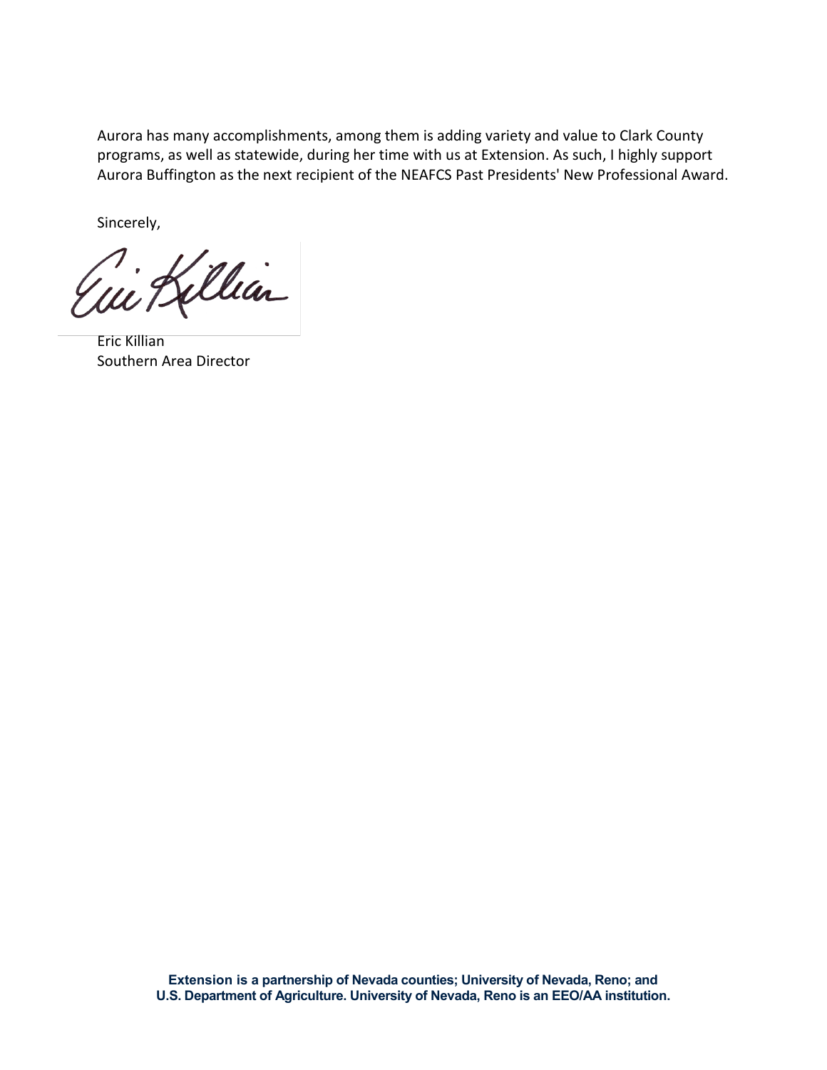Aurora has many accomplishments, among them is adding variety and value to Clark County programs, as well as statewide, during her time with us at Extension. As such, I highly support Aurora Buffington as the next recipient of the NEAFCS Past Presidents' New Professional Award.

Sincerely,

Eric Killian
Southern Area Director

**Extension is a partnership of Nevada counties; University of Nevada, Reno; and U.S. Department of Agriculture. University of Nevada, Reno is an EEO/AA institution.**